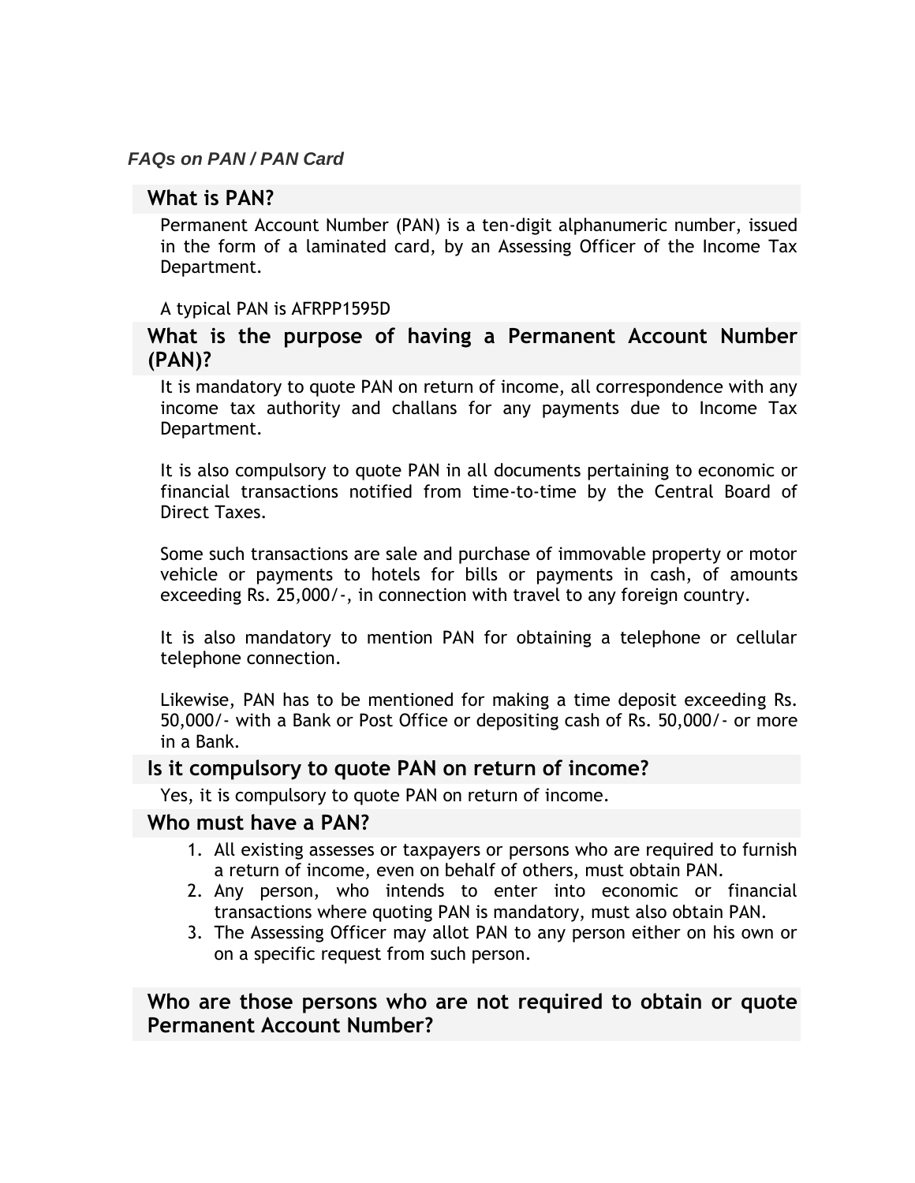*FAQs on PAN / PAN Card*

## What is PAN?

Permanent Account Number (PAN) is a ten-digit alphanumeric number, issued in the form of a laminated card, by an Assessing Officer of the Income Tax Department.

A typical PAN is AFRPP1595D

## What is the purpose of having a Permanent Account Number (PAN)?

It is mandatory to quote PAN on return of income, all correspondence with any income tax authority and challans for any payments due to Income Tax Department.

It is also compulsory to quote PAN in all documents pertaining to economic or financial transactions notified from time-to-time by the Central Board of Direct Taxes.

Some such transactions are sale and purchase of immovable property or motor vehicle or payments to hotels for bills or payments in cash, of amounts exceeding Rs. 25,000/-, in connection with travel to any foreign country.

It is also mandatory to mention PAN for obtaining a telephone or cellular telephone connection.

Likewise, PAN has to be mentioned for making a time deposit exceeding Rs. 50,000/- with a Bank or Post Office or depositing cash of Rs. 50,000/- or more in a Bank.

## Is it compulsory to quote PAN on return of income?

Yes, it is compulsory to quote PAN on return of income.

## Who must have a PAN?

1. All existing assesses or taxpayers or persons who are required to furnish a return of income, even on behalf of others, must obtain PAN.
2. Any person, who intends to enter into economic or financial transactions where quoting PAN is mandatory, must also obtain PAN.
3. The Assessing Officer may allot PAN to any person either on his own or on a specific request from such person.

## Who are those persons who are not required to obtain or quote Permanent Account Number?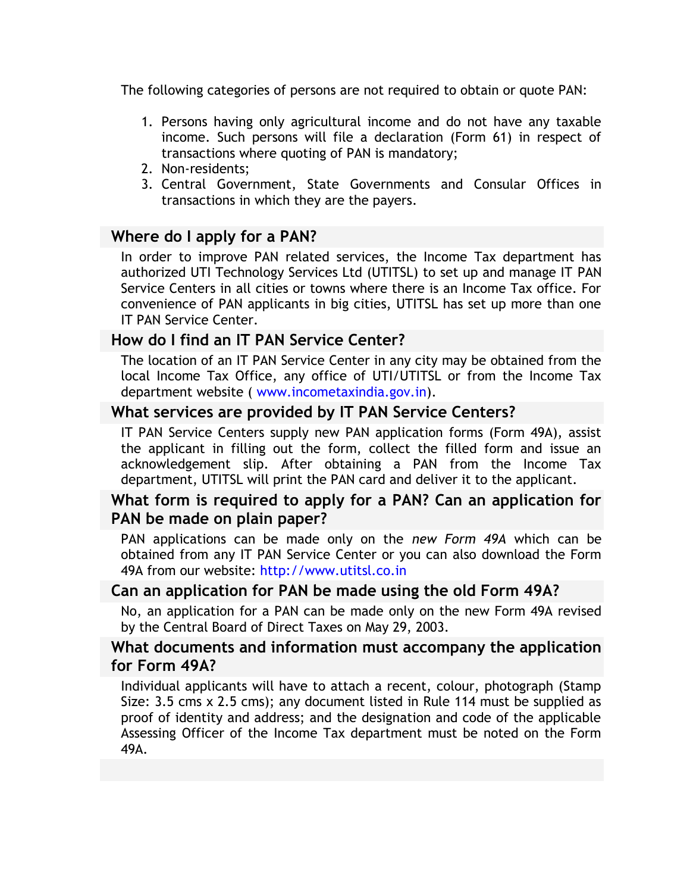The following categories of persons are not required to obtain or quote PAN:

1. Persons having only agricultural income and do not have any taxable income. Such persons will file a declaration (Form 61) in respect of transactions where quoting of PAN is mandatory;
2. Non-residents;
3. Central Government, State Governments and Consular Offices in transactions in which they are the payers.

## Where do I apply for a PAN?

In order to improve PAN related services, the Income Tax department has authorized UTI Technology Services Ltd (UTITSL) to set up and manage IT PAN Service Centers in all cities or towns where there is an Income Tax office. For convenience of PAN applicants in big cities, UTITSL has set up more than one IT PAN Service Center.

## How do I find an IT PAN Service Center?

The location of an IT PAN Service Center in any city may be obtained from the local Income Tax Office, any office of UTI/UTITSL or from the Income Tax department website ( www.incometaxindia.gov.in).

## What services are provided by IT PAN Service Centers?

IT PAN Service Centers supply new PAN application forms (Form 49A), assist the applicant in filling out the form, collect the filled form and issue an acknowledgement slip. After obtaining a PAN from the Income Tax department, UTITSL will print the PAN card and deliver it to the applicant.

## What form is required to apply for a PAN? Can an application for PAN be made on plain paper?

PAN applications can be made only on the *new Form 49A* which can be obtained from any IT PAN Service Center or you can also download the Form 49A from our website: http://www.utitsl.co.in

## Can an application for PAN be made using the old Form 49A?

No, an application for a PAN can be made only on the new Form 49A revised by the Central Board of Direct Taxes on May 29, 2003.

## What documents and information must accompany the application for Form 49A?

Individual applicants will have to attach a recent, colour, photograph (Stamp Size: 3.5 cms x 2.5 cms); any document listed in Rule 114 must be supplied as proof of identity and address; and the designation and code of the applicable Assessing Officer of the Income Tax department must be noted on the Form 49A.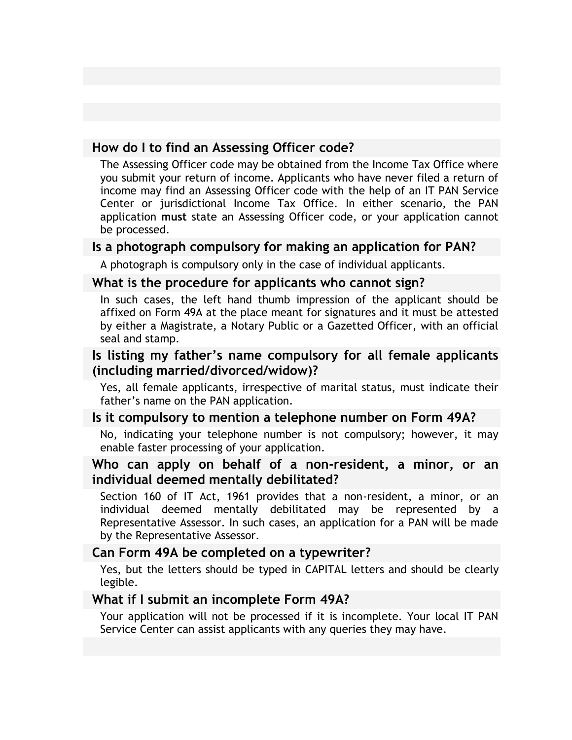### How do I to find an Assessing Officer code?

The Assessing Officer code may be obtained from the Income Tax Office where you submit your return of income. Applicants who have never filed a return of income may find an Assessing Officer code with the help of an IT PAN Service Center or jurisdictional Income Tax Office. In either scenario, the PAN application **must** state an Assessing Officer code, or your application cannot be processed.

### Is a photograph compulsory for making an application for PAN?

A photograph is compulsory only in the case of individual applicants.

### What is the procedure for applicants who cannot sign?

In such cases, the left hand thumb impression of the applicant should be affixed on Form 49A at the place meant for signatures and it must be attested by either a Magistrate, a Notary Public or a Gazetted Officer, with an official seal and stamp.

### Is listing my father's name compulsory for all female applicants (including married/divorced/widow)?

Yes, all female applicants, irrespective of marital status, must indicate their father's name on the PAN application.

### Is it compulsory to mention a telephone number on Form 49A?

No, indicating your telephone number is not compulsory; however, it may enable faster processing of your application.

### Who can apply on behalf of a non-resident, a minor, or an individual deemed mentally debilitated?

Section 160 of IT Act, 1961 provides that a non-resident, a minor, or an individual deemed mentally debilitated may be represented by a Representative Assessor. In such cases, an application for a PAN will be made by the Representative Assessor.

### Can Form 49A be completed on a typewriter?

Yes, but the letters should be typed in CAPITAL letters and should be clearly legible.

### What if I submit an incomplete Form 49A?

Your application will not be processed if it is incomplete. Your local IT PAN Service Center can assist applicants with any queries they may have.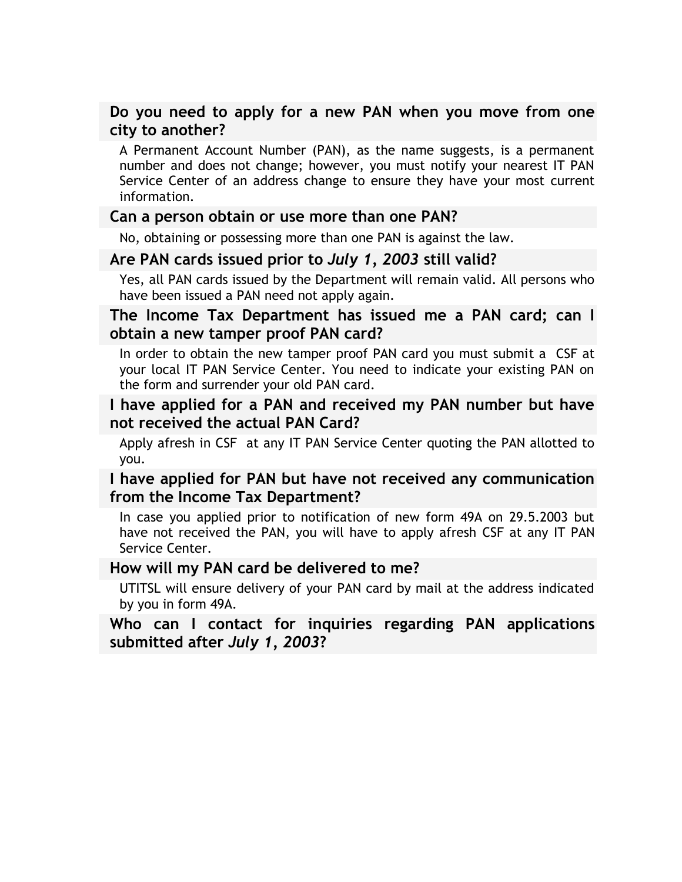### Do you need to apply for a new PAN when you move from one city to another?

A Permanent Account Number (PAN), as the name suggests, is a permanent number and does not change; however, you must notify your nearest IT PAN Service Center of an address change to ensure they have your most current information.

### Can a person obtain or use more than one PAN?

No, obtaining or possessing more than one PAN is against the law.

### Are PAN cards issued prior to *July 1, 2003* still valid?

Yes, all PAN cards issued by the Department will remain valid. All persons who have been issued a PAN need not apply again.

### The Income Tax Department has issued me a PAN card; can I obtain a new tamper proof PAN card?

In order to obtain the new tamper proof PAN card you must submit a CSF at your local IT PAN Service Center. You need to indicate your existing PAN on the form and surrender your old PAN card.

### I have applied for a PAN and received my PAN number but have not received the actual PAN Card?

Apply afresh in CSF at any IT PAN Service Center quoting the PAN allotted to you.

### I have applied for PAN but have not received any communication from the Income Tax Department?

In case you applied prior to notification of new form 49A on 29.5.2003 but have not received the PAN, you will have to apply afresh CSF at any IT PAN Service Center.

### How will my PAN card be delivered to me?

UTITSL will ensure delivery of your PAN card by mail at the address indicated by you in form 49A.

### Who can I contact for inquiries regarding PAN applications submitted after *July 1, 2003*?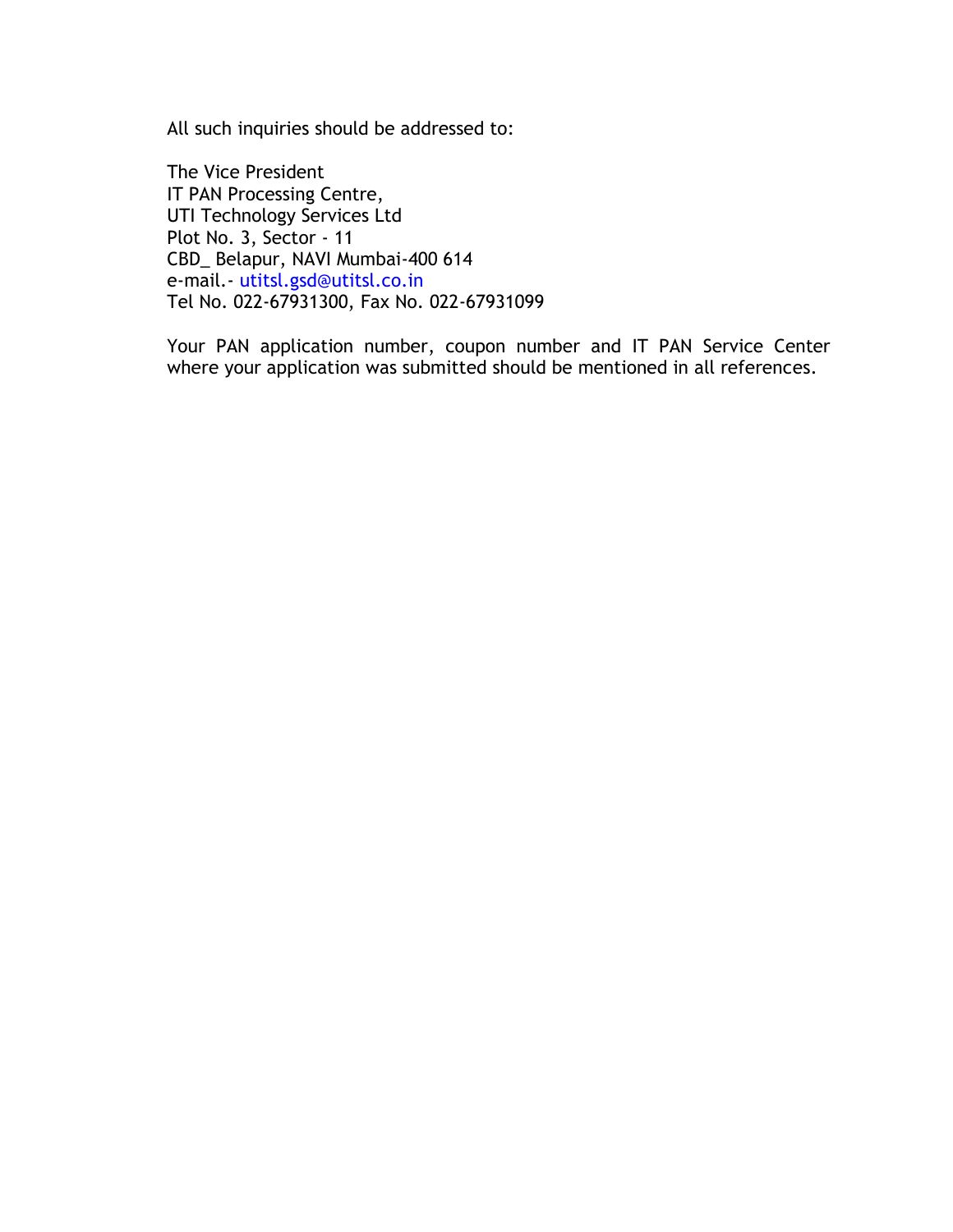All such inquiries should be addressed to:

The Vice President
IT PAN Processing Centre,
UTI Technology Services Ltd
Plot No. 3, Sector - 11
CBD_ Belapur, NAVI Mumbai-400 614
e-mail.- utitsl.gsd@utitsl.co.in
Tel No. 022-67931300, Fax No. 022-67931099

Your PAN application number, coupon number and IT PAN Service Center where your application was submitted should be mentioned in all references.